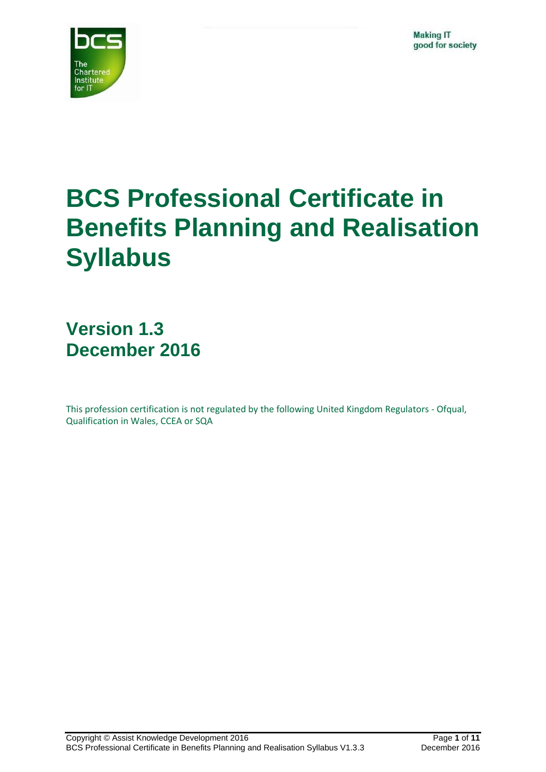Making IT
good for society

# BCS Professional Certificate in Benefits Planning and Realisation Syllabus

## Version 1.3
## December 2016

This profession certification is not regulated by the following United Kingdom Regulators - Ofqual, Qualification in Wales, CCEA or SQA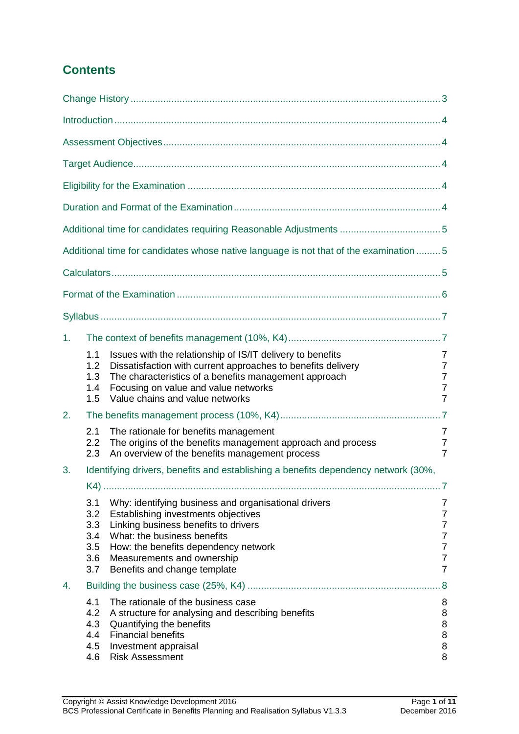## Contents

Change History ..... 3

Introduction ..... 4

Assessment Objectives ..... 4

Target Audience ..... 4

Eligibility for the Examination ..... 4

Duration and Format of the Examination ..... 4

Additional time for candidates requiring Reasonable Adjustments ..... 5

Additional time for candidates whose native language is not that of the examination ..... 5

Calculators ..... 5

Format of the Examination ..... 6

Syllabus ..... 7

1. The context of benefits management (10%, K4) ..... 7
   - 1.1 Issues with the relationship of IS/IT delivery to benefits ..... 7
   - 1.2 Dissatisfaction with current approaches to benefits delivery ..... 7
   - 1.3 The characteristics of a benefits management approach ..... 7
   - 1.4 Focusing on value and value networks ..... 7
   - 1.5 Value chains and value networks ..... 7
2. The benefits management process (10%, K4) ..... 7
   - 2.1 The rationale for benefits management ..... 7
   - 2.2 The origins of the benefits management approach and process ..... 7
   - 2.3 An overview of the benefits management process ..... 7
3. Identifying drivers, benefits and establishing a benefits dependency network (30%, K4) ..... 7
   - 3.1 Why: identifying business and organisational drivers ..... 7
   - 3.2 Establishing investments objectives ..... 7
   - 3.3 Linking business benefits to drivers ..... 7
   - 3.4 What: the business benefits ..... 7
   - 3.5 How: the benefits dependency network ..... 7
   - 3.6 Measurements and ownership ..... 7
   - 3.7 Benefits and change template ..... 7
4. Building the business case (25%, K4) ..... 8
   - 4.1 The rationale of the business case ..... 8
   - 4.2 A structure for analysing and describing benefits ..... 8
   - 4.3 Quantifying the benefits ..... 8
   - 4.4 Financial benefits ..... 8
   - 4.5 Investment appraisal ..... 8
   - 4.6 Risk Assessment ..... 8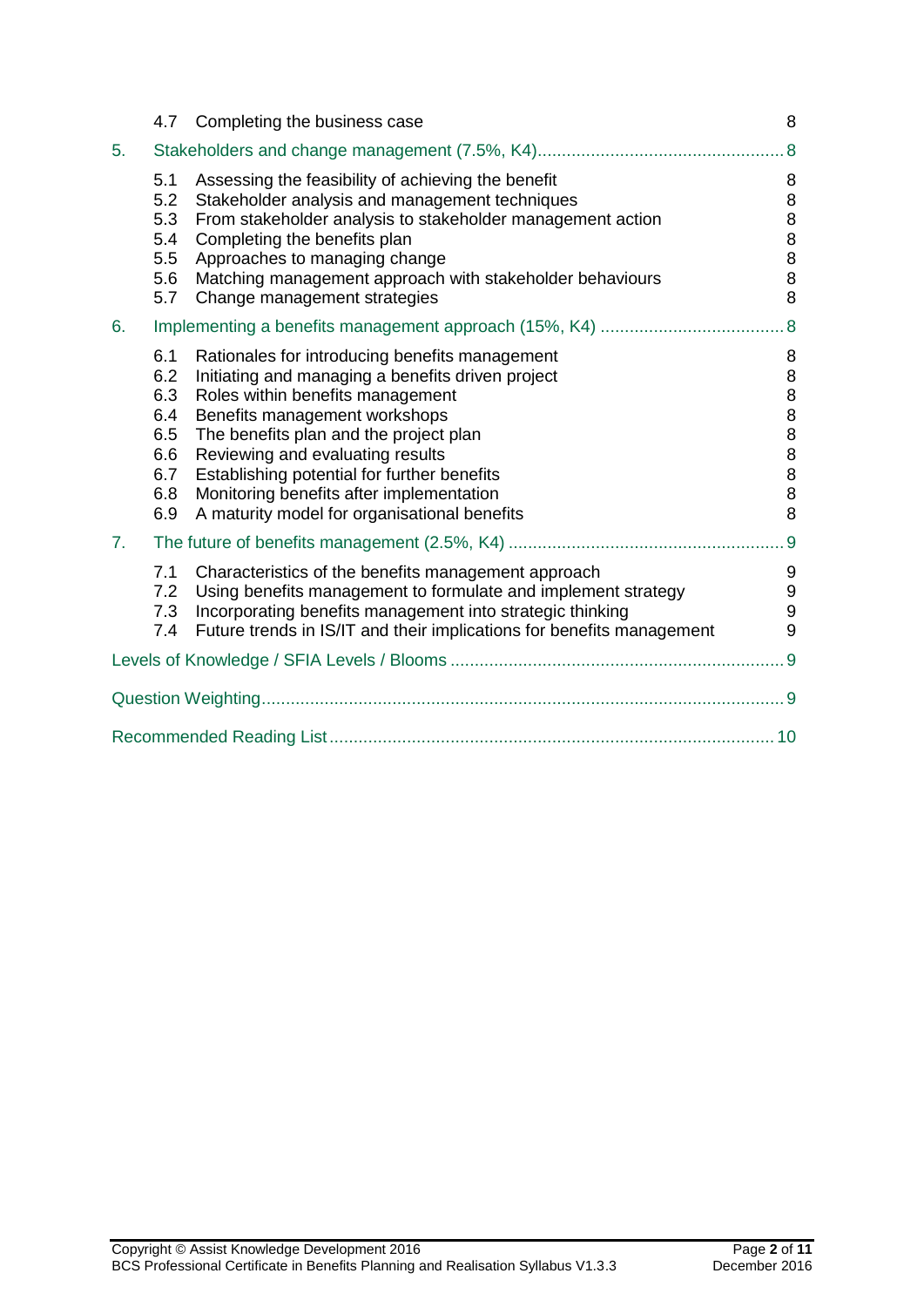4.7 Completing the business case 8

5. Stakeholders and change management (7.5%, K4) 8

5.1 Assessing the feasibility of achieving the benefit 8
5.2 Stakeholder analysis and management techniques 8
5.3 From stakeholder analysis to stakeholder management action 8
5.4 Completing the benefits plan 8
5.5 Approaches to managing change 8
5.6 Matching management approach with stakeholder behaviours 8
5.7 Change management strategies 8

6. Implementing a benefits management approach (15%, K4) 8

6.1 Rationales for introducing benefits management 8
6.2 Initiating and managing a benefits driven project 8
6.3 Roles within benefits management 8
6.4 Benefits management workshops 8
6.5 The benefits plan and the project plan 8
6.6 Reviewing and evaluating results 8
6.7 Establishing potential for further benefits 8
6.8 Monitoring benefits after implementation 8
6.9 A maturity model for organisational benefits 8

7. The future of benefits management (2.5%, K4) 9

7.1 Characteristics of the benefits management approach 9
7.2 Using benefits management to formulate and implement strategy 9
7.3 Incorporating benefits management into strategic thinking 9
7.4 Future trends in IS/IT and their implications for benefits management 9

Levels of Knowledge / SFIA Levels / Blooms 9

Question Weighting 9

Recommended Reading List 10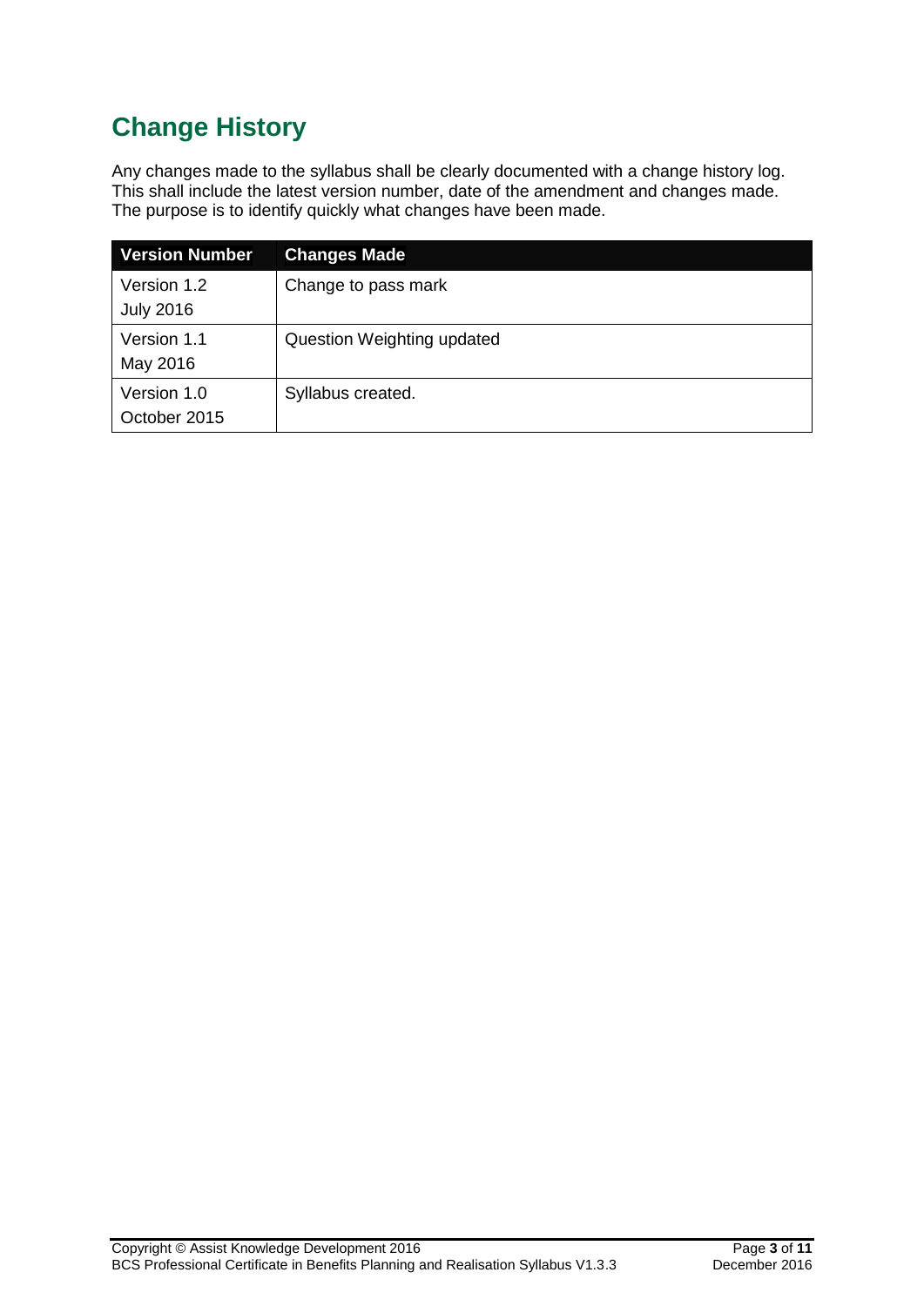## Change History

Any changes made to the syllabus shall be clearly documented with a change history log. This shall include the latest version number, date of the amendment and changes made. The purpose is to identify quickly what changes have been made.

| Version Number | Changes Made |
|---|---|
| Version 1.2<br>July 2016 | Change to pass mark |
| Version 1.1<br>May 2016 | Question Weighting updated |
| Version 1.0<br>October 2015 | Syllabus created. |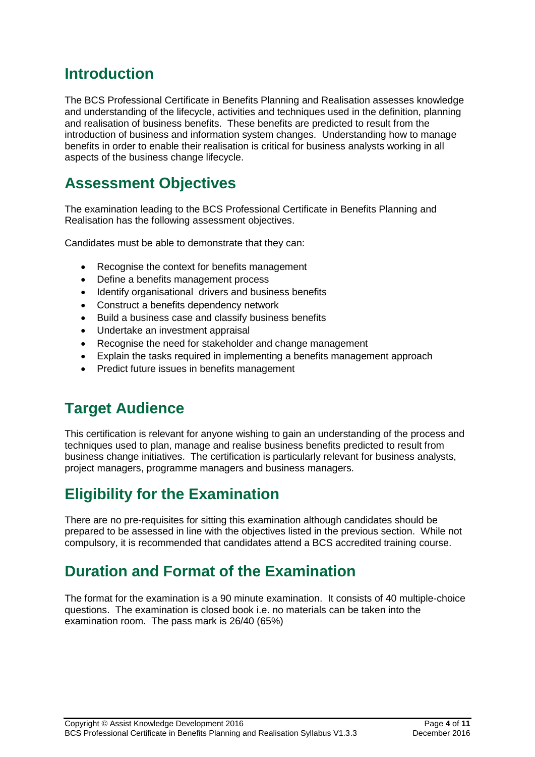## Introduction

The BCS Professional Certificate in Benefits Planning and Realisation assesses knowledge and understanding of the lifecycle, activities and techniques used in the definition, planning and realisation of business benefits. These benefits are predicted to result from the introduction of business and information system changes. Understanding how to manage benefits in order to enable their realisation is critical for business analysts working in all aspects of the business change lifecycle.

## Assessment Objectives

The examination leading to the BCS Professional Certificate in Benefits Planning and Realisation has the following assessment objectives.

Candidates must be able to demonstrate that they can:

- Recognise the context for benefits management
- Define a benefits management process
- Identify organisational drivers and business benefits
- Construct a benefits dependency network
- Build a business case and classify business benefits
- Undertake an investment appraisal
- Recognise the need for stakeholder and change management
- Explain the tasks required in implementing a benefits management approach
- Predict future issues in benefits management

## Target Audience

This certification is relevant for anyone wishing to gain an understanding of the process and techniques used to plan, manage and realise business benefits predicted to result from business change initiatives. The certification is particularly relevant for business analysts, project managers, programme managers and business managers.

## Eligibility for the Examination

There are no pre-requisites for sitting this examination although candidates should be prepared to be assessed in line with the objectives listed in the previous section. While not compulsory, it is recommended that candidates attend a BCS accredited training course.

## Duration and Format of the Examination

The format for the examination is a 90 minute examination. It consists of 40 multiple-choice questions. The examination is closed book i.e. no materials can be taken into the examination room. The pass mark is 26/40 (65%)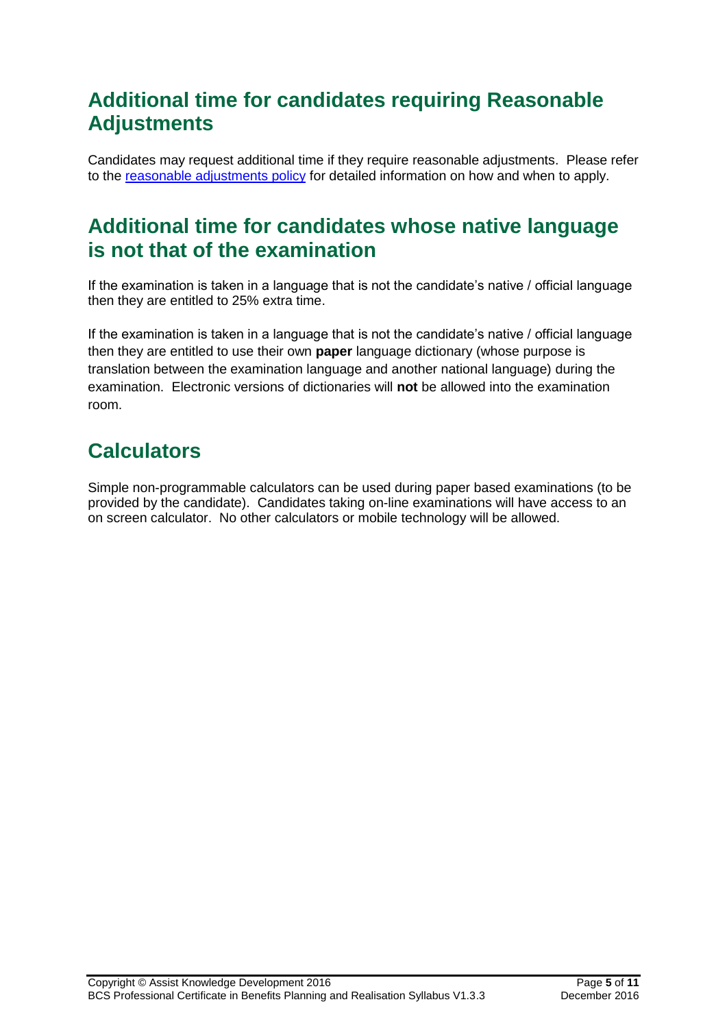## Additional time for candidates requiring Reasonable Adjustments

Candidates may request additional time if they require reasonable adjustments. Please refer to the reasonable adjustments policy for detailed information on how and when to apply.

## Additional time for candidates whose native language is not that of the examination

If the examination is taken in a language that is not the candidate's native / official language then they are entitled to 25% extra time.

If the examination is taken in a language that is not the candidate's native / official language then they are entitled to use their own **paper** language dictionary (whose purpose is translation between the examination language and another national language) during the examination. Electronic versions of dictionaries will **not** be allowed into the examination room.

## Calculators

Simple non-programmable calculators can be used during paper based examinations (to be provided by the candidate). Candidates taking on-line examinations will have access to an on screen calculator. No other calculators or mobile technology will be allowed.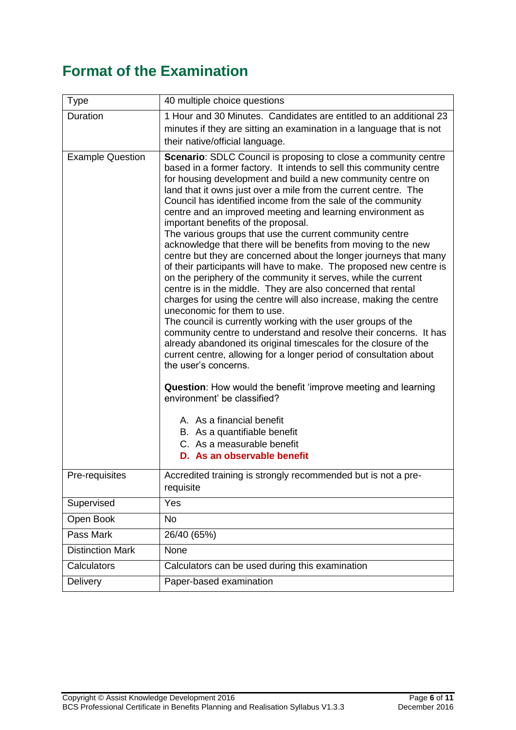## Format of the Examination

| | |
|---|---|
| Type | 40 multiple choice questions |
| Duration | 1 Hour and 30 Minutes. Candidates are entitled to an additional 23 minutes if they are sitting an examination in a language that is not their native/official language. |
| Example Question | **Scenario**: SDLC Council is proposing to close a community centre based in a former factory. It intends to sell this community centre for housing development and build a new community centre on land that it owns just over a mile from the current centre. The Council has identified income from the sale of the community centre and an improved meeting and learning environment as important benefits of the proposal.<br>The various groups that use the current community centre acknowledge that there will be benefits from moving to the new centre but they are concerned about the longer journeys that many of their participants will have to make. The proposed new centre is on the periphery of the community it serves, while the current centre is in the middle. They are also concerned that rental charges for using the centre will also increase, making the centre uneconomic for them to use.<br>The council is currently working with the user groups of the community centre to understand and resolve their concerns. It has already abandoned its original timescales for the closure of the current centre, allowing for a longer period of consultation about the user's concerns.<br><br>**Question**: How would the benefit 'improve meeting and learning environment' be classified?<br><br>A. As a financial benefit<br>B. As a quantifiable benefit<br>C. As a measurable benefit<br>**D. As an observable benefit** |
| Pre-requisites | Accredited training is strongly recommended but is not a pre-requisite |
| Supervised | Yes |
| Open Book | No |
| Pass Mark | 26/40 (65%) |
| Distinction Mark | None |
| Calculators | Calculators can be used during this examination |
| Delivery | Paper-based examination |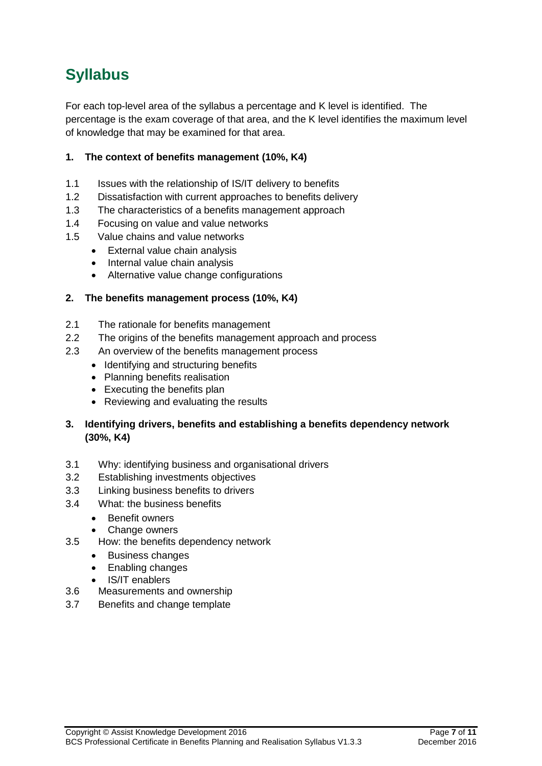# Syllabus

For each top-level area of the syllabus a percentage and K level is identified. The percentage is the exam coverage of that area, and the K level identifies the maximum level of knowledge that may be examined for that area.

**1. The context of benefits management (10%, K4)**

1.1 Issues with the relationship of IS/IT delivery to benefits
1.2 Dissatisfaction with current approaches to benefits delivery
1.3 The characteristics of a benefits management approach
1.4 Focusing on value and value networks
1.5 Value chains and value networks

- External value chain analysis
- Internal value chain analysis
- Alternative value change configurations

**2. The benefits management process (10%, K4)**

2.1 The rationale for benefits management
2.2 The origins of the benefits management approach and process
2.3 An overview of the benefits management process

- Identifying and structuring benefits
- Planning benefits realisation
- Executing the benefits plan
- Reviewing and evaluating the results

**3. Identifying drivers, benefits and establishing a benefits dependency network (30%, K4)**

3.1 Why: identifying business and organisational drivers
3.2 Establishing investments objectives
3.3 Linking business benefits to drivers
3.4 What: the business benefits

- Benefit owners
- Change owners

3.5 How: the benefits dependency network

- Business changes
- Enabling changes
- IS/IT enablers

3.6 Measurements and ownership
3.7 Benefits and change template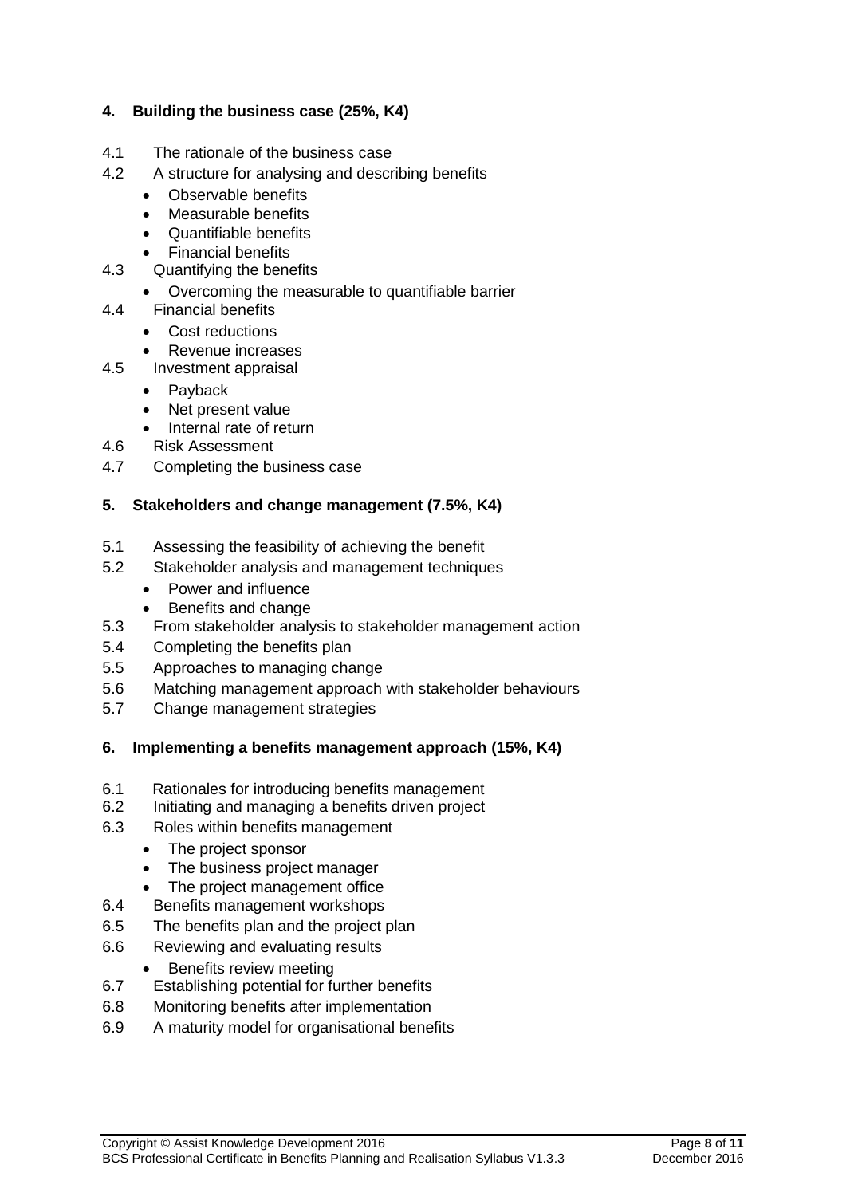## 4. Building the business case (25%, K4)

4.1 The rationale of the business case

4.2 A structure for analysing and describing benefits

- Observable benefits
- Measurable benefits
- Quantifiable benefits
- Financial benefits

4.3 Quantifying the benefits

- Overcoming the measurable to quantifiable barrier

4.4 Financial benefits

- Cost reductions
- Revenue increases

4.5 Investment appraisal

- Payback
- Net present value
- Internal rate of return

4.6 Risk Assessment

4.7 Completing the business case

## 5. Stakeholders and change management (7.5%, K4)

5.1 Assessing the feasibility of achieving the benefit

5.2 Stakeholder analysis and management techniques

- Power and influence
- Benefits and change

5.3 From stakeholder analysis to stakeholder management action

5.4 Completing the benefits plan

5.5 Approaches to managing change

5.6 Matching management approach with stakeholder behaviours

5.7 Change management strategies

## 6. Implementing a benefits management approach (15%, K4)

6.1 Rationales for introducing benefits management

6.2 Initiating and managing a benefits driven project

6.3 Roles within benefits management

- The project sponsor
- The business project manager
- The project management office

6.4 Benefits management workshops

6.5 The benefits plan and the project plan

6.6 Reviewing and evaluating results

- Benefits review meeting

6.7 Establishing potential for further benefits

6.8 Monitoring benefits after implementation

6.9 A maturity model for organisational benefits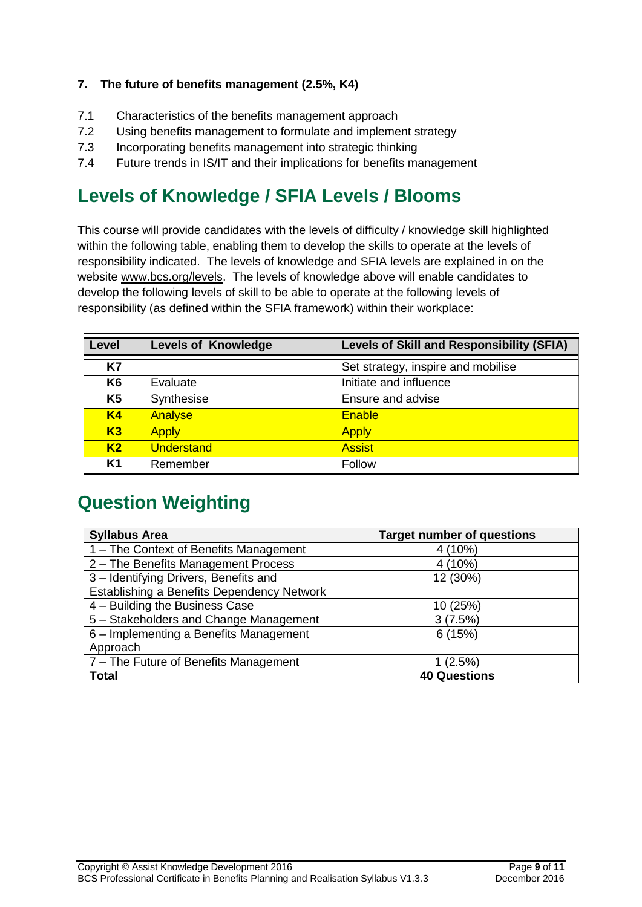### 7. The future of benefits management (2.5%, K4)

7.1 Characteristics of the benefits management approach
7.2 Using benefits management to formulate and implement strategy
7.3 Incorporating benefits management into strategic thinking
7.4 Future trends in IS/IT and their implications for benefits management

## Levels of Knowledge / SFIA Levels / Blooms

This course will provide candidates with the levels of difficulty / knowledge skill highlighted within the following table, enabling them to develop the skills to operate at the levels of responsibility indicated. The levels of knowledge and SFIA levels are explained in on the website www.bcs.org/levels. The levels of knowledge above will enable candidates to develop the following levels of skill to be able to operate at the following levels of responsibility (as defined within the SFIA framework) within their workplace:

| Level | Levels of Knowledge | Levels of Skill and Responsibility (SFIA) |
|---|---|---|
| K7 | | Set strategy, inspire and mobilise |
| K6 | Evaluate | Initiate and influence |
| K5 | Synthesise | Ensure and advise |
| K4 | Analyse | Enable |
| K3 | Apply | Apply |
| K2 | Understand | Assist |
| K1 | Remember | Follow |

## Question Weighting

| Syllabus Area | Target number of questions |
|---|---|
| 1 – The Context of Benefits Management | 4 (10%) |
| 2 – The Benefits Management Process | 4 (10%) |
| 3 – Identifying Drivers, Benefits and Establishing a Benefits Dependency Network | 12 (30%) |
| 4 – Building the Business Case | 10 (25%) |
| 5 – Stakeholders and Change Management | 3 (7.5%) |
| 6 – Implementing a Benefits Management Approach | 6 (15%) |
| 7 – The Future of Benefits Management | 1 (2.5%) |
| **Total** | **40 Questions** |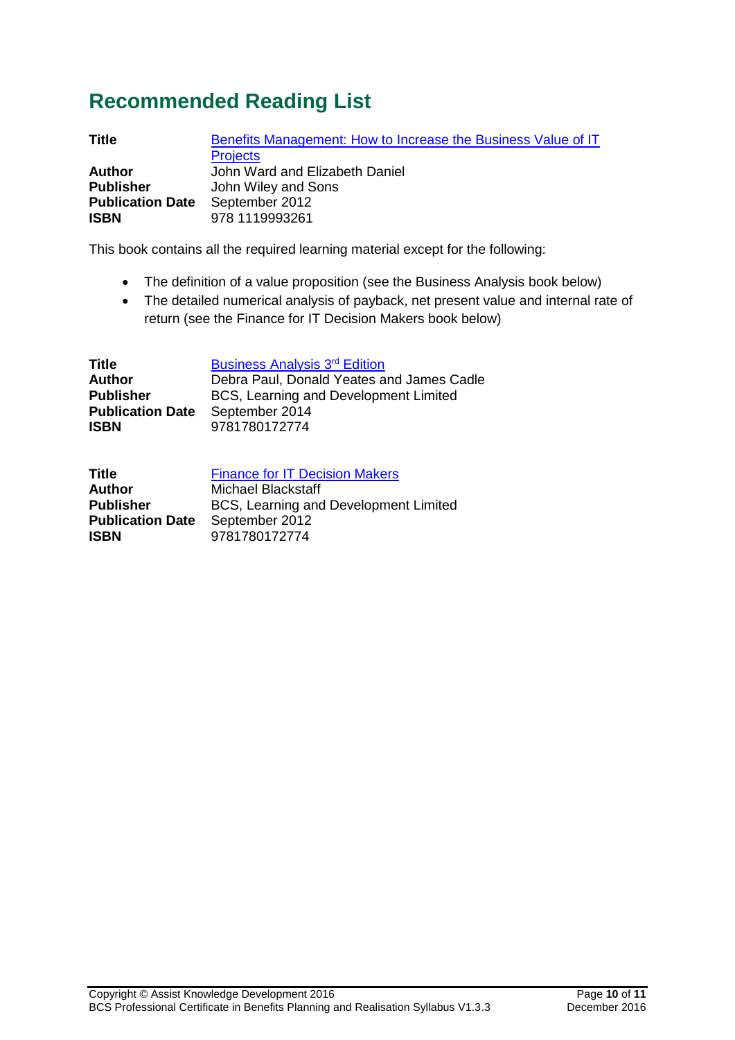# Recommended Reading List

| | |
|---|---|
| **Title** | Benefits Management: How to Increase the Business Value of IT Projects |
| **Author** | John Ward and Elizabeth Daniel |
| **Publisher** | John Wiley and Sons |
| **Publication Date** | September 2012 |
| **ISBN** | 978 1119993261 |

This book contains all the required learning material except for the following:

- The definition of a value proposition (see the Business Analysis book below)
- The detailed numerical analysis of payback, net present value and internal rate of return (see the Finance for IT Decision Makers book below)

| | |
|---|---|
| **Title** | Business Analysis 3rd Edition |
| **Author** | Debra Paul, Donald Yeates and James Cadle |
| **Publisher** | BCS, Learning and Development Limited |
| **Publication Date** | September 2014 |
| **ISBN** | 9781780172774 |

| | |
|---|---|
| **Title** | Finance for IT Decision Makers |
| **Author** | Michael Blackstaff |
| **Publisher** | BCS, Learning and Development Limited |
| **Publication Date** | September 2012 |
| **ISBN** | 9781780172774 |